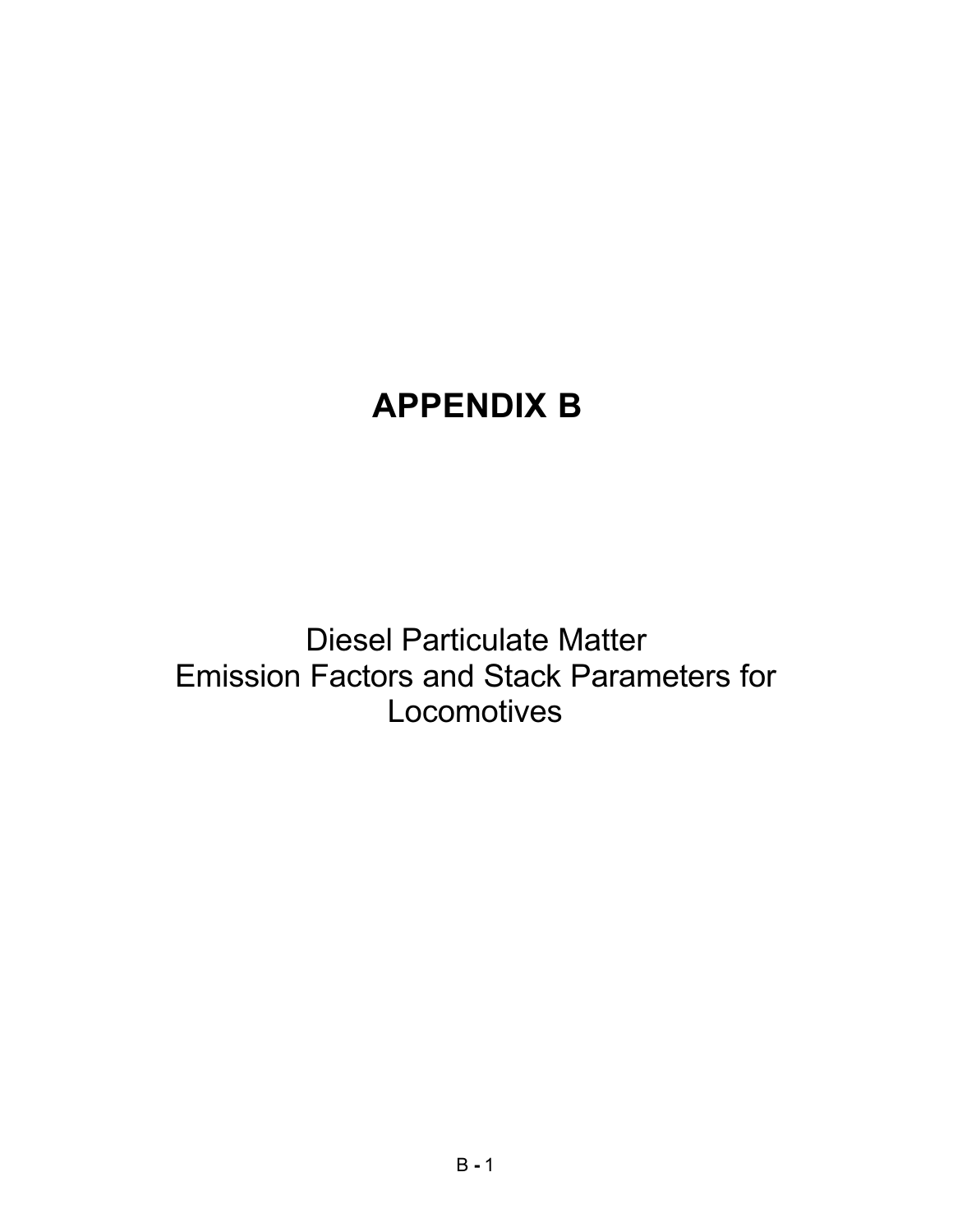# APPENDIX B

Diesel Particulate Matter
Emission Factors and Stack Parameters for
Locomotives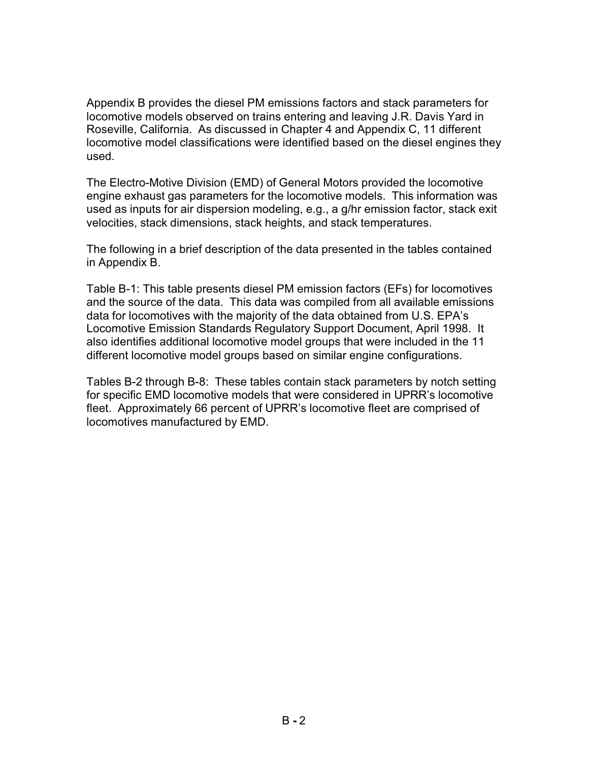Appendix B provides the diesel PM emissions factors and stack parameters for locomotive models observed on trains entering and leaving J.R. Davis Yard in Roseville, California. As discussed in Chapter 4 and Appendix C, 11 different locomotive model classifications were identified based on the diesel engines they used.

The Electro-Motive Division (EMD) of General Motors provided the locomotive engine exhaust gas parameters for the locomotive models. This information was used as inputs for air dispersion modeling, e.g., a g/hr emission factor, stack exit velocities, stack dimensions, stack heights, and stack temperatures.

The following in a brief description of the data presented in the tables contained in Appendix B.

Table B-1: This table presents diesel PM emission factors (EFs) for locomotives and the source of the data. This data was compiled from all available emissions data for locomotives with the majority of the data obtained from U.S. EPA's Locomotive Emission Standards Regulatory Support Document, April 1998. It also identifies additional locomotive model groups that were included in the 11 different locomotive model groups based on similar engine configurations.

Tables B-2 through B-8: These tables contain stack parameters by notch setting for specific EMD locomotive models that were considered in UPRR's locomotive fleet. Approximately 66 percent of UPRR's locomotive fleet are comprised of locomotives manufactured by EMD.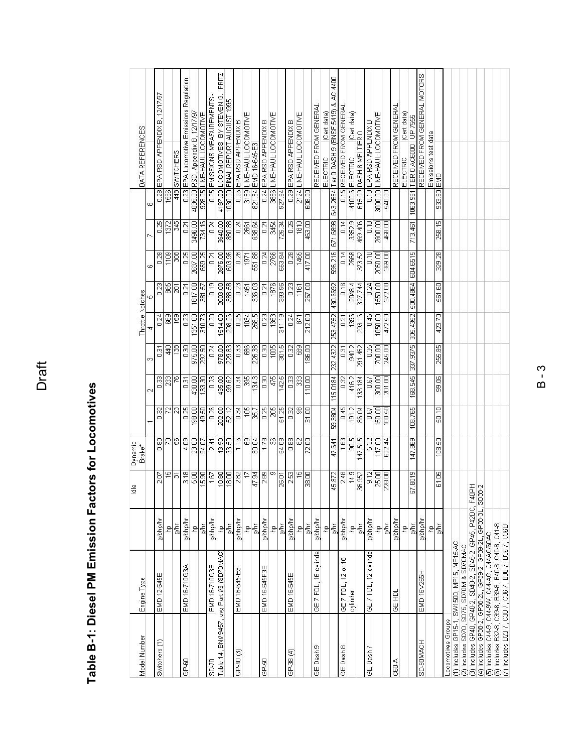# Table B-1: Diesel PM Emission Factors for Locomotives

| Model Number | Engine Type | | Idle | Dynamic Brake* | Throttle Notches 1 | 2 | 3 | 4 | 5 | 6 | 7 | 8 | DATA REFERENCES |
|---|---|---|---|---|---|---|---|---|---|---|---|---|---|
| Switchers (1) | EMD 12-645E | g/bhp/hr | 2.07 | 0.80 | 0.32 | 0.33 | 0.31 | 0.24 | 0.23 | 0.28 | 0.25 | 0.28 | EPA RSD APPENDIX B, 12/17/97 |
| | | hp | 15 | 70 | 72 | 233 | 440 | 669 | 885 | 1109 | 1372 | 1586 | |
| | | g/hr | 31 | 56 | 23 | 76 | 136 | 159 | 201 | 308 | 345 | 448 | SWITCHERS |
| GP-60 | EMD 16-710G3A | g/bhp/hr | 3.18 | 4.09 | 0.25 | 0.31 | 0.30 | 0.23 | 0.21 | 0.25 | 0.21 | 0.23 | EPA Locomotive Emissions Regulation |
| | | hp | 5.00 | 23.00 | 198.00 | 430.00 | 975.00 | 1351.00 | 1817.00 | 2637.00 | 3496.00 | 4035.00 | RSD, Appendix B, 12/17/97 |
| | | g/hr | 15.90 | 94.07 | 49.50 | 133.30 | 292.50 | 310.73 | 381.57 | 659.25 | 734.16 | 928.05 | LINE-HAUL LOCOMOTIVE |
| SD-70 | EMD 16-710G3B | g/bhp/hr | 1.67 | 2.41 | 0.26 | 0.23 | 0.24 | 0.20 | 0.19 | 0.21 | 0.24 | 0.25 | EMISSIONS MEASUREMENTS - |
| Table 14, BN#9457, avg Part #3 (SD70MAC) | | hp | 10.80 | 13.90 | 202.00 | 435.00 | 978.00 | 1514.00 | 2003.00 | 2876.00 | 3640.00 | 4187.00 | LOCOMOTIVES BY STEVEN G. FRITZ |
| | | g/hr | 18.00 | 33.50 | 52.12 | 99.62 | 229.83 | 298.26 | 388.58 | 603.96 | 880.88 | 1030.00 | FINAL REPORT AUGUST 1995 |
| GP-40 (3) | EMD 16-645-E3 | g/bhp/hr | 2.82 | 1.16 | 0.34 | 0.34 | 0.33 | 0.25 | 0.23 | 0.28 | 0.24 | 0.26 | EPA RSD APPENDIX B |
| | | hp | 17 | 69 | 105 | 395 | 686 | 1034 | 1461 | 1971 | 2661 | 3159 | LINE-HAUL LOCOMOTIVE |
| | | g/hr | 47.94 | 80.04 | 35.7 | 134.3 | 226.38 | 258.5 | 336.03 | 551.88 | 638.64 | 821.34 | EMD 16-645-E3 |
| GP-50 | EMD 16-645F3B | g/bhp/hr | 2.89 | 1.78 | 0.25 | 0.30 | 0.30 | 0.23 | 0.21 | 0.24 | 0.21 | 0.24 | EPA RSD APPENDIX B |
| | | hp | 9 | 36 | 205 | 475 | 1005 | 1353 | 1876 | 2766 | 3454 | 3866 | LINE-HAUL LOCOMOTIVE |
| | | g/hr | 26.01 | 64.08 | 51.25 | 142.5 | 301.5 | 311.19 | 393.96 | 663.84 | 725.34 | 927.84 | |
| GP-38 (4) | EMD 16-645E | g/bhp/hr | 2.53 | 0.88 | 0.32 | 0.33 | 0.32 | 0.24 | 0.23 | 0.28 | 0.26 | 0.29 | EPA RSD APPENDIX B |
| | | hp | 15 | 82 | 98 | 333 | 589 | 871 | 1161 | 1465 | 1810 | 2124 | LINE-HAUL LOCOMOTIVE |
| | | g/hr | 38.00 | 72.00 | 31.00 | 110.00 | 186.00 | 212.00 | 267.00 | 417.00 | 463.00 | 608.00 | |
| GE Dash 9 | GE 7 FDL, 16 cylinder | g/bhp/hr | | | | | | | | | | | RECEIVED FROM GENERAL |
| | | hp | | | | | | | | | | | ELECTRIC (Cert data) |
| | | g/hr | 45.872 | 47.641 | 59.3804 | 115.0184 | 232.4322 | 253.4752 | 430.6692 | 596.216 | 671.6898 | 643.2664 | Tier 0 DASH 9 (BNSF 5419) & AC 4400 |
| GE Dash 8 | GE 7 FDL, 12 or 16 cylinder | g/bhp/hr | 2.48 | 1.63 | 0.45 | 0.32 | 0.31 | 0.21 | 0.16 | 0.14 | 0.14 | 0.15 | RECEIVED FROM GENERAL |
| | | hp | 14.9 | 90.5 | 191.2 | 416.2 | 940.2 | 1396 | 2048.4 | 2668 | 3352.9 | 4100.6 | ELECTRIC (Cert data) |
| | | g/hr | 36.952 | 147.515 | 86.04 | 133.184 | 291.462 | 293.16 | 327.744 | 373.52 | 469.406 | 615.09 | DASH 8 MFI TIER 0 |
| GE Dash 7 | GE 7 FDL, 12 cylinder | g/bhp/hr | 9.12 | 5.32 | 0.67 | 0.67 | 0.35 | 0.45 | 0.24 | 0.18 | 0.18 | 0.18 | EPA RSD APPENDIX B |
| | | hp | 25.00 | 117.00 | 150.00 | 300.00 | 700.00 | 1050.00 | 1550.00 | 2050.00 | 2600.00 | 3000.00 | LINE-HAUL LOCOMOTIVE |
| | | g/hr | 228.00 | 622.44 | 100.50 | 201.00 | 245.00 | 472.50 | 372.00 | 369.00 | 468.00 | 540.00 | |
| C60-A | GE HDL | g/bhp/hr | | | | | | | | | | | RECEIVED FROM GENERAL |
| | | hp | | | | | | | | | | | ELECTRIC (Cert data) |
| | | g/hr | 67.8019 | 147.869 | 108.765 | 168.545 | 337.9375 | 305.4352 | 500.4864 | 604.6515 | 713.461 | 1063.981 | TIER 0 AC6000 UP 7555 |
| SD-90MACH | EMD 16V265H | g/bhp/hr | | | | | | | | | | | RECEIVED FROM GENERAL MOTORS |
| | | hp | | | | | | | | | | | Emissions test data |
| | | g/hr | 61.05 | 108.50 | 50.10 | 99.06 | 255.85 | 423.70 | 561.60 | 329.28 | 258.15 | 933.60 | EMD |

Locomotives Groups
(1) Includes GP15-1, SW1500, MP15, MP15-AC
(2) Includes SD70, SD75, SD70M & SD70MAC
(3) Includes GP40, GP40-2, SD40-2, SD45-2, GP45, P42DC, F40PH
(4) Includes GP38-2, GP38-2L, GP39-2, GP39-2L, GP38-3L, SD38-2
(5) Includes C44-9, C44-9W, C44-AC, C44AC/60AC
(6) Includes B32-8, C39-8, B39-8, B40-8, C40-8, C41-8
(7) Includes B23-7, C30-7, C36-7, B30-7, B36-7, U36B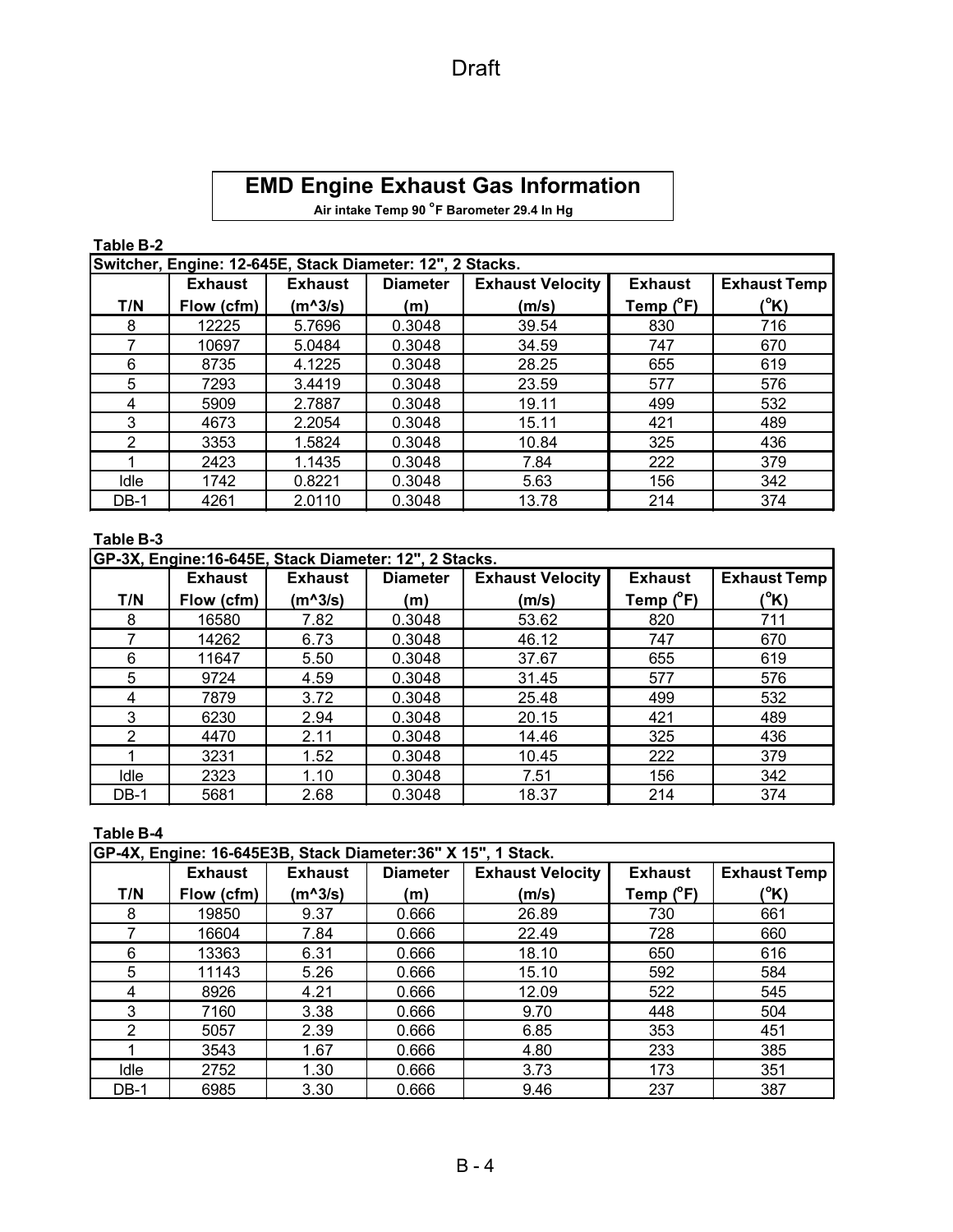Draft

# EMD Engine Exhaust Gas Information

**Air intake Temp 90 °F Barometer 29.4 In Hg**

**Table B-2**

| Switcher, Engine: 12-645E, Stack Diameter: 12", 2 Stacks. | | | | | | |
|---|---|---|---|---|---|---|
| T/N | Exhaust Flow (cfm) | Exhaust (m^3/s) | Diameter (m) | Exhaust Velocity (m/s) | Exhaust Temp (°F) | Exhaust Temp (°K) |
| 8 | 12225 | 5.7696 | 0.3048 | 39.54 | 830 | 716 |
| 7 | 10697 | 5.0484 | 0.3048 | 34.59 | 747 | 670 |
| 6 | 8735 | 4.1225 | 0.3048 | 28.25 | 655 | 619 |
| 5 | 7293 | 3.4419 | 0.3048 | 23.59 | 577 | 576 |
| 4 | 5909 | 2.7887 | 0.3048 | 19.11 | 499 | 532 |
| 3 | 4673 | 2.2054 | 0.3048 | 15.11 | 421 | 489 |
| 2 | 3353 | 1.5824 | 0.3048 | 10.84 | 325 | 436 |
| 1 | 2423 | 1.1435 | 0.3048 | 7.84 | 222 | 379 |
| Idle | 1742 | 0.8221 | 0.3048 | 5.63 | 156 | 342 |
| DB-1 | 4261 | 2.0110 | 0.3048 | 13.78 | 214 | 374 |

**Table B-3**

| GP-3X, Engine:16-645E, Stack Diameter: 12", 2 Stacks. | | | | | | |
|---|---|---|---|---|---|---|
| T/N | Exhaust Flow (cfm) | Exhaust (m^3/s) | Diameter (m) | Exhaust Velocity (m/s) | Exhaust Temp (°F) | Exhaust Temp (°K) |
| 8 | 16580 | 7.82 | 0.3048 | 53.62 | 820 | 711 |
| 7 | 14262 | 6.73 | 0.3048 | 46.12 | 747 | 670 |
| 6 | 11647 | 5.50 | 0.3048 | 37.67 | 655 | 619 |
| 5 | 9724 | 4.59 | 0.3048 | 31.45 | 577 | 576 |
| 4 | 7879 | 3.72 | 0.3048 | 25.48 | 499 | 532 |
| 3 | 6230 | 2.94 | 0.3048 | 20.15 | 421 | 489 |
| 2 | 4470 | 2.11 | 0.3048 | 14.46 | 325 | 436 |
| 1 | 3231 | 1.52 | 0.3048 | 10.45 | 222 | 379 |
| Idle | 2323 | 1.10 | 0.3048 | 7.51 | 156 | 342 |
| DB-1 | 5681 | 2.68 | 0.3048 | 18.37 | 214 | 374 |

**Table B-4**

| GP-4X, Engine: 16-645E3B, Stack Diameter:36" X 15", 1 Stack. | | | | | | |
|---|---|---|---|---|---|---|
| T/N | Exhaust Flow (cfm) | Exhaust (m^3/s) | Diameter (m) | Exhaust Velocity (m/s) | Exhaust Temp (°F) | Exhaust Temp (°K) |
| 8 | 19850 | 9.37 | 0.666 | 26.89 | 730 | 661 |
| 7 | 16604 | 7.84 | 0.666 | 22.49 | 728 | 660 |
| 6 | 13363 | 6.31 | 0.666 | 18.10 | 650 | 616 |
| 5 | 11143 | 5.26 | 0.666 | 15.10 | 592 | 584 |
| 4 | 8926 | 4.21 | 0.666 | 12.09 | 522 | 545 |
| 3 | 7160 | 3.38 | 0.666 | 9.70 | 448 | 504 |
| 2 | 5057 | 2.39 | 0.666 | 6.85 | 353 | 451 |
| 1 | 3543 | 1.67 | 0.666 | 4.80 | 233 | 385 |
| Idle | 2752 | 1.30 | 0.666 | 3.73 | 173 | 351 |
| DB-1 | 6985 | 3.30 | 0.666 | 9.46 | 237 | 387 |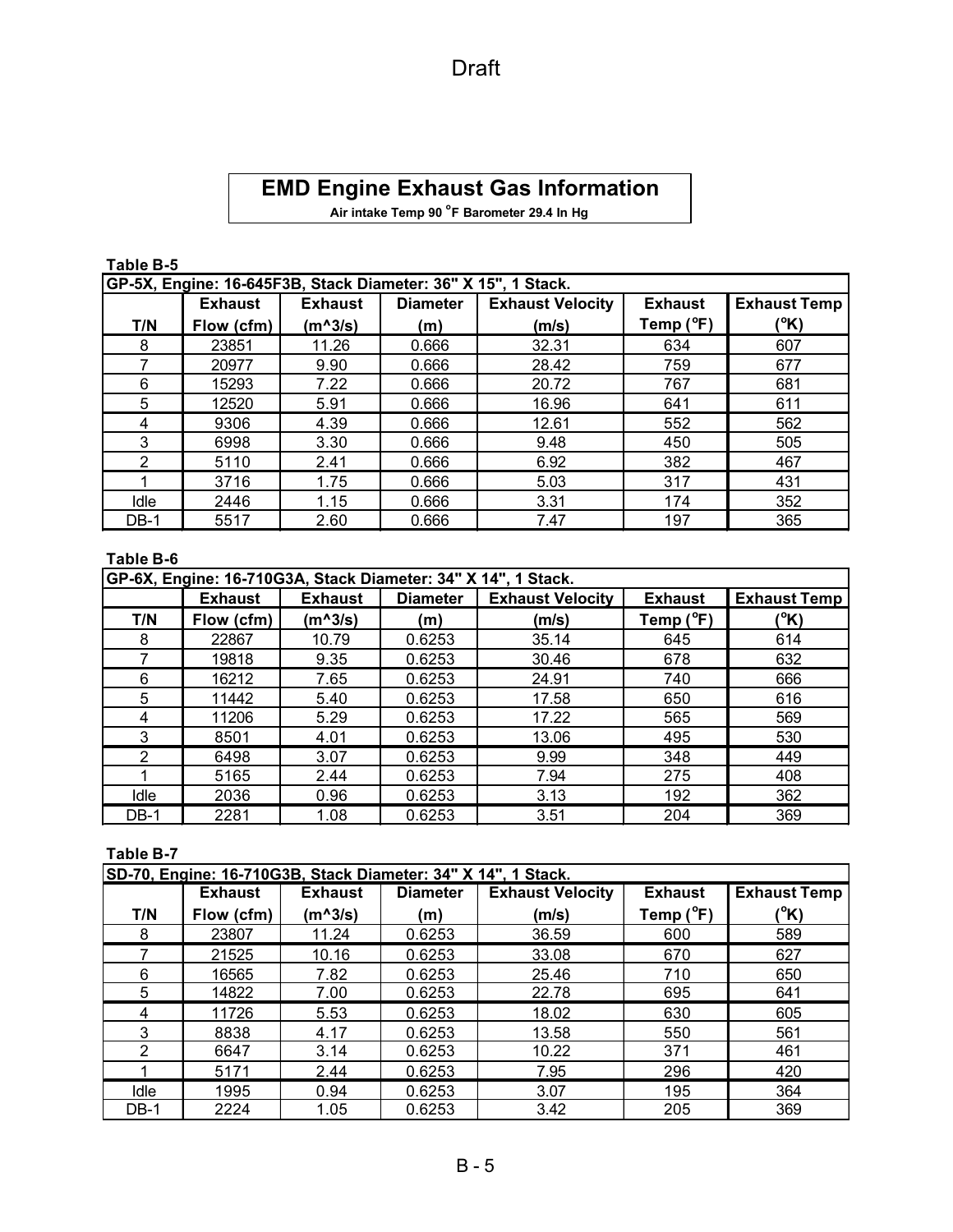Draft

# EMD Engine Exhaust Gas Information

**Air intake Temp 90 °F Barometer 29.4 In Hg**

**Table B-5**

| GP-5X, Engine: 16-645F3B, Stack Diameter: 36" X 15", 1 Stack. | | | | | | |
|---|---|---|---|---|---|---|
| T/N | Exhaust Flow (cfm) | Exhaust (m^3/s) | Diameter (m) | Exhaust Velocity (m/s) | Exhaust Temp (°F) | Exhaust Temp (°K) |
| 8 | 23851 | 11.26 | 0.666 | 32.31 | 634 | 607 |
| 7 | 20977 | 9.90 | 0.666 | 28.42 | 759 | 677 |
| 6 | 15293 | 7.22 | 0.666 | 20.72 | 767 | 681 |
| 5 | 12520 | 5.91 | 0.666 | 16.96 | 641 | 611 |
| 4 | 9306 | 4.39 | 0.666 | 12.61 | 552 | 562 |
| 3 | 6998 | 3.30 | 0.666 | 9.48 | 450 | 505 |
| 2 | 5110 | 2.41 | 0.666 | 6.92 | 382 | 467 |
| 1 | 3716 | 1.75 | 0.666 | 5.03 | 317 | 431 |
| Idle | 2446 | 1.15 | 0.666 | 3.31 | 174 | 352 |
| DB-1 | 5517 | 2.60 | 0.666 | 7.47 | 197 | 365 |

**Table B-6**

| GP-6X, Engine: 16-710G3A, Stack Diameter: 34" X 14", 1 Stack. | | | | | | |
|---|---|---|---|---|---|---|
| T/N | Exhaust Flow (cfm) | Exhaust (m^3/s) | Diameter (m) | Exhaust Velocity (m/s) | Exhaust Temp (°F) | Exhaust Temp (°K) |
| 8 | 22867 | 10.79 | 0.6253 | 35.14 | 645 | 614 |
| 7 | 19818 | 9.35 | 0.6253 | 30.46 | 678 | 632 |
| 6 | 16212 | 7.65 | 0.6253 | 24.91 | 740 | 666 |
| 5 | 11442 | 5.40 | 0.6253 | 17.58 | 650 | 616 |
| 4 | 11206 | 5.29 | 0.6253 | 17.22 | 565 | 569 |
| 3 | 8501 | 4.01 | 0.6253 | 13.06 | 495 | 530 |
| 2 | 6498 | 3.07 | 0.6253 | 9.99 | 348 | 449 |
| 1 | 5165 | 2.44 | 0.6253 | 7.94 | 275 | 408 |
| Idle | 2036 | 0.96 | 0.6253 | 3.13 | 192 | 362 |
| DB-1 | 2281 | 1.08 | 0.6253 | 3.51 | 204 | 369 |

**Table B-7**

| SD-70, Engine: 16-710G3B, Stack Diameter: 34" X 14", 1 Stack. | | | | | | |
|---|---|---|---|---|---|---|
| T/N | Exhaust Flow (cfm) | Exhaust (m^3/s) | Diameter (m) | Exhaust Velocity (m/s) | Exhaust Temp (°F) | Exhaust Temp (°K) |
| 8 | 23807 | 11.24 | 0.6253 | 36.59 | 600 | 589 |
| 7 | 21525 | 10.16 | 0.6253 | 33.08 | 670 | 627 |
| 6 | 16565 | 7.82 | 0.6253 | 25.46 | 710 | 650 |
| 5 | 14822 | 7.00 | 0.6253 | 22.78 | 695 | 641 |
| 4 | 11726 | 5.53 | 0.6253 | 18.02 | 630 | 605 |
| 3 | 8838 | 4.17 | 0.6253 | 13.58 | 550 | 561 |
| 2 | 6647 | 3.14 | 0.6253 | 10.22 | 371 | 461 |
| 1 | 5171 | 2.44 | 0.6253 | 7.95 | 296 | 420 |
| Idle | 1995 | 0.94 | 0.6253 | 3.07 | 195 | 364 |
| DB-1 | 2224 | 1.05 | 0.6253 | 3.42 | 205 | 369 |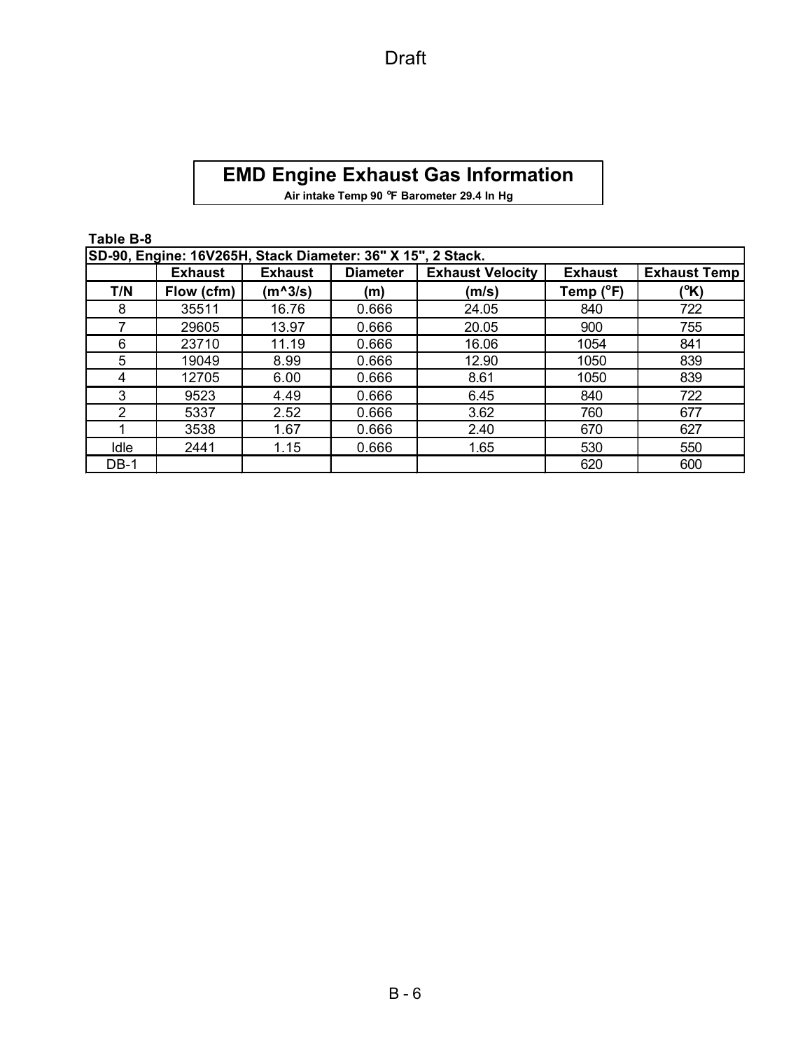Draft

# EMD Engine Exhaust Gas Information

**Air intake Temp 90 °F Barometer 29.4 In Hg**

**Table B-8**

| SD-90, Engine: 16V265H, Stack Diameter: 36" X 15", 2 Stack. | | | | | | |
|---|---|---|---|---|---|---|
| | **Exhaust** | **Exhaust** | **Diameter** | **Exhaust Velocity** | **Exhaust** | **Exhaust Temp** |
| **T/N** | **Flow (cfm)** | **(m^3/s)** | **(m)** | **(m/s)** | **Temp (°F)** | **(°K)** |
| 8 | 35511 | 16.76 | 0.666 | 24.05 | 840 | 722 |
| 7 | 29605 | 13.97 | 0.666 | 20.05 | 900 | 755 |
| 6 | 23710 | 11.19 | 0.666 | 16.06 | 1054 | 841 |
| 5 | 19049 | 8.99 | 0.666 | 12.90 | 1050 | 839 |
| 4 | 12705 | 6.00 | 0.666 | 8.61 | 1050 | 839 |
| 3 | 9523 | 4.49 | 0.666 | 6.45 | 840 | 722 |
| 2 | 5337 | 2.52 | 0.666 | 3.62 | 760 | 677 |
| 1 | 3538 | 1.67 | 0.666 | 2.40 | 670 | 627 |
| Idle | 2441 | 1.15 | 0.666 | 1.65 | 530 | 550 |
| DB-1 | | | | | 620 | 600 |